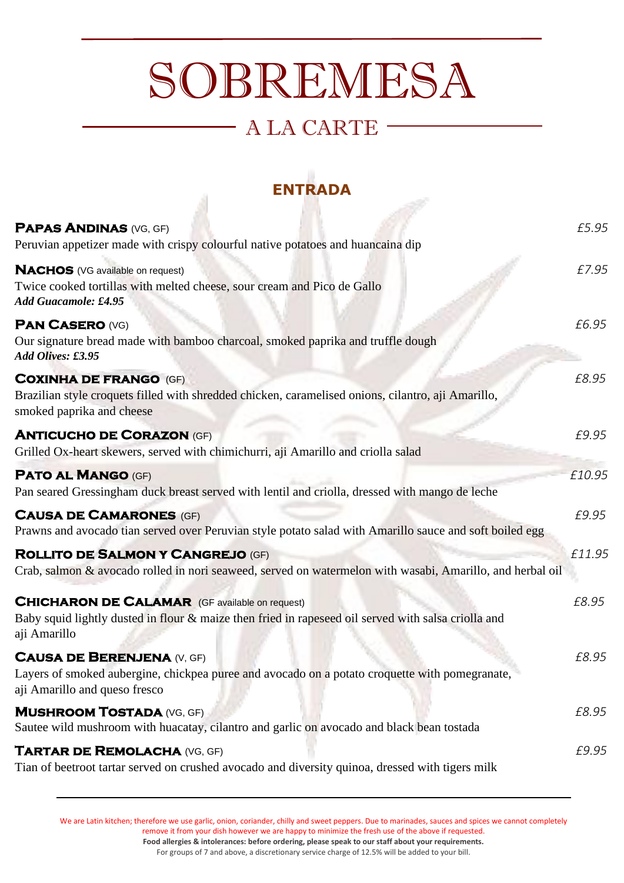# SOBREMESA

## A LA CARTE

### ENTRADA

**PAPAS ANDINAS** (VG, GF) *£5.95*
Peruvian appetizer made with crispy colourful native potatoes and huancaina dip

**NACHOS** (VG available on request) *£7.95*
Twice cooked tortillas with melted cheese, sour cream and Pico de Gallo
***Add Guacamole: £4.95***

**PAN CASERO** (VG) *£6.95*
Our signature bread made with bamboo charcoal, smoked paprika and truffle dough
***Add Olives: £3.95***

**COXINHA DE FRANGO** (GF) *£8.95*
Brazilian style croquets filled with shredded chicken, caramelised onions, cilantro, aji Amarillo, smoked paprika and cheese

**ANTICUCHO DE CORAZON** (GF) *£9.95*
Grilled Ox-heart skewers, served with chimichurri, aji Amarillo and criolla salad

**PATO AL MANGO** (GF) *£10.95*
Pan seared Gressingham duck breast served with lentil and criolla, dressed with mango de leche

**CAUSA DE CAMARONES** (GF) *£9.95*
Prawns and avocado tian served over Peruvian style potato salad with Amarillo sauce and soft boiled egg

**ROLLITO DE SALMON Y CANGREJO** (GF) *£11.95*
Crab, salmon & avocado rolled in nori seaweed, served on watermelon with wasabi, Amarillo, and herbal oil

**CHICHARON DE CALAMAR** (GF available on request) *£8.95*
Baby squid lightly dusted in flour & maize then fried in rapeseed oil served with salsa criolla and aji Amarillo

**CAUSA DE BERENJENA** (V, GF) *£8.95*
Layers of smoked aubergine, chickpea puree and avocado on a potato croquette with pomegranate, aji Amarillo and queso fresco

**MUSHROOM TOSTADA** (VG, GF) *£8.95*
Sautee wild mushroom with huacatay, cilantro and garlic on avocado and black bean tostada

**TARTAR DE REMOLACHA** (VG, GF) *£9.95*
Tian of beetroot tartar served on crushed avocado and diversity quinoa, dressed with tigers milk

---

We are Latin kitchen; therefore we use garlic, onion, coriander, chilly and sweet peppers. Due to marinades, sauces and spices we cannot completely remove it from your dish however we are happy to minimize the fresh use of the above if requested.

**Food allergies & intolerances: before ordering, please speak to our staff about your requirements.**

For groups of 7 and above, a discretionary service charge of 12.5% will be added to your bill.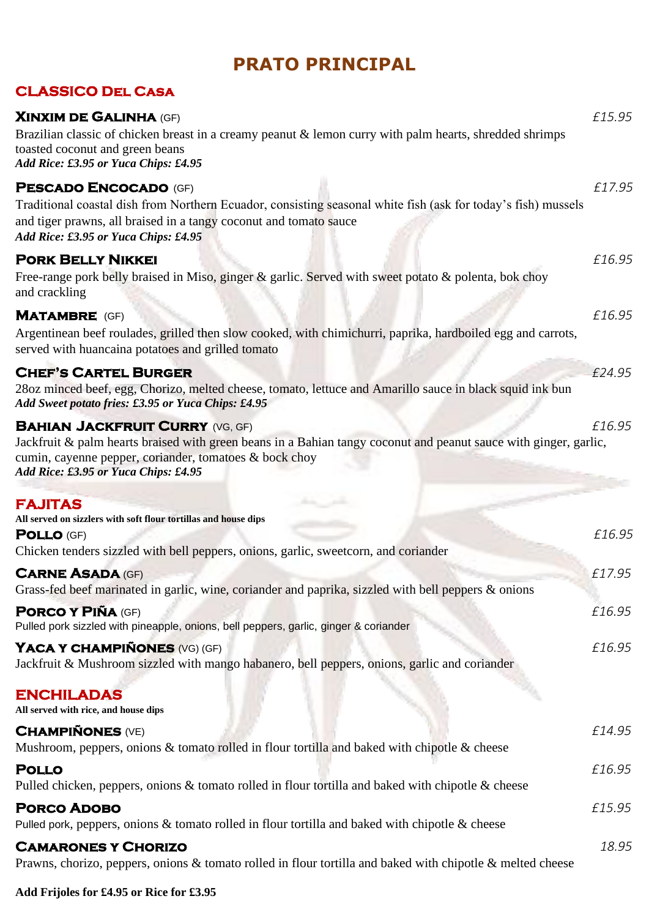# PRATO PRINCIPAL

## CLASSICO DEL CASA

**XINXIM DE GALINHA** (GF) *£15.95*

Brazilian classic of chicken breast in a creamy peanut & lemon curry with palm hearts, shredded shrimps toasted coconut and green beans

***Add Rice: £3.95 or Yuca Chips: £4.95***

**PESCADO ENCOCADO** (GF) *£17.95*

Traditional coastal dish from Northern Ecuador, consisting seasonal white fish (ask for today's fish) mussels and tiger prawns, all braised in a tangy coconut and tomato sauce

***Add Rice: £3.95 or Yuca Chips: £4.95***

**PORK BELLY NIKKEI** *£16.95*

Free-range pork belly braised in Miso, ginger & garlic. Served with sweet potato & polenta, bok choy and crackling

**MATAMBRE** (GF) *£16.95*

Argentinean beef roulades, grilled then slow cooked, with chimichurri, paprika, hardboiled egg and carrots, served with huancaina potatoes and grilled tomato

**CHEF'S CARTEL BURGER** *£24.95*

28oz minced beef, egg, Chorizo, melted cheese, tomato, lettuce and Amarillo sauce in black squid ink bun

***Add Sweet potato fries: £3.95 or Yuca Chips: £4.95***

**BAHIAN JACKFRUIT CURRY** (VG, GF) *£16.95*

Jackfruit & palm hearts braised with green beans in a Bahian tangy coconut and peanut sauce with ginger, garlic, cumin, cayenne pepper, coriander, tomatoes & bock choy

***Add Rice: £3.95 or Yuca Chips: £4.95***

## FAJITAS

**All served on sizzlers with soft flour tortillas and house dips**

**POLLO** (GF) *£16.95*

Chicken tenders sizzled with bell peppers, onions, garlic, sweetcorn, and coriander

**CARNE ASADA** (GF) *£17.95*

Grass-fed beef marinated in garlic, wine, coriander and paprika, sizzled with bell peppers & onions

**PORCO Y PIÑA** (GF) *£16.95*

Pulled pork sizzled with pineapple, onions, bell peppers, garlic, ginger & coriander

**YACA Y CHAMPIÑONES** (VG) (GF) *£16.95*

Jackfruit & Mushroom sizzled with mango habanero, bell peppers, onions, garlic and coriander

## ENCHILADAS

**All served with rice, and house dips**

**CHAMPIÑONES** (VE) *£14.95*

Mushroom, peppers, onions & tomato rolled in flour tortilla and baked with chipotle & cheese

**POLLO** *£16.95*

Pulled chicken, peppers, onions & tomato rolled in flour tortilla and baked with chipotle & cheese

**PORCO ADOBO** *£15.95*

Pulled pork, peppers, onions & tomato rolled in flour tortilla and baked with chipotle & cheese

**CAMARONES Y CHORIZO** *18.95*

Prawns, chorizo, peppers, onions & tomato rolled in flour tortilla and baked with chipotle & melted cheese

**Add Frijoles for £4.95 or Rice for £3.95**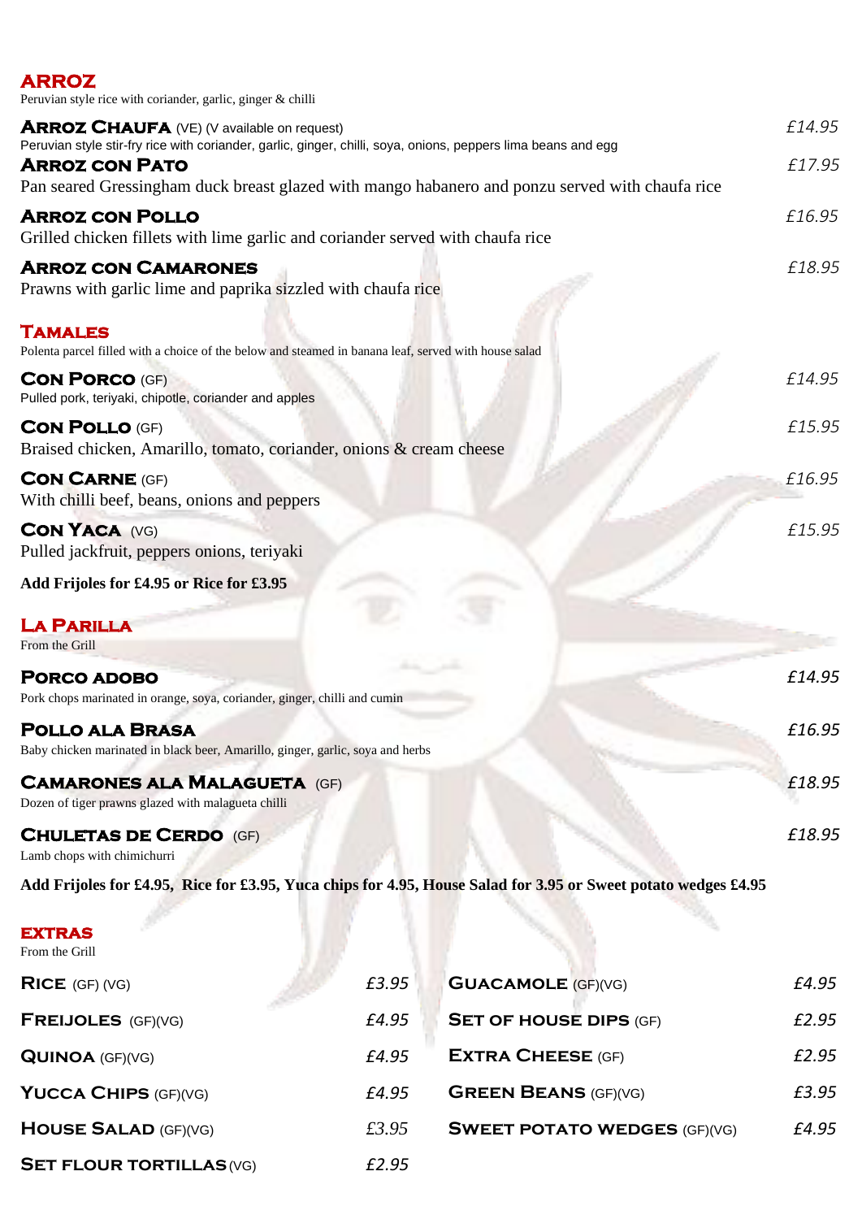## ARROZ

Peruvian style rice with coriander, garlic, ginger & chilli

**ARROZ CHAUFA** (VE) (V available on request) — *£14.95*
Peruvian style stir-fry rice with coriander, garlic, ginger, chilli, soya, onions, peppers lima beans and egg

**ARROZ CON PATO** — *£17.95*
Pan seared Gressingham duck breast glazed with mango habanero and ponzu served with chaufa rice

**ARROZ CON POLLO** — *£16.95*
Grilled chicken fillets with lime garlic and coriander served with chaufa rice

**ARROZ CON CAMARONES** — *£18.95*
Prawns with garlic lime and paprika sizzled with chaufa rice

## TAMALES

Polenta parcel filled with a choice of the below and steamed in banana leaf, served with house salad

**CON PORCO** (GF) — *£14.95*
Pulled pork, teriyaki, chipotle, coriander and apples

**CON POLLO** (GF) — *£15.95*
Braised chicken, Amarillo, tomato, coriander, onions & cream cheese

**CON CARNE** (GF) — *£16.95*
With chilli beef, beans, onions and peppers

**CON YACA** (VG) — *£15.95*
Pulled jackfruit, peppers onions, teriyaki

**Add Frijoles for £4.95 or Rice for £3.95**

## LA PARILLA

From the Grill

**PORCO ADOBO** — *£14.95*
Pork chops marinated in orange, soya, coriander, ginger, chilli and cumin

**POLLO ALA BRASA** — *£16.95*
Baby chicken marinated in black beer, Amarillo, ginger, garlic, soya and herbs

**CAMARONES ALA MALAGUETA** (GF) — *£18.95*
Dozen of tiger prawns glazed with malagueta chilli

**CHULETAS DE CERDO** (GF) — *£18.95*
Lamb chops with chimichurri

**Add Frijoles for £4.95, Rice for £3.95, Yuca chips for 4.95, House Salad for 3.95 or Sweet potato wedges £4.95**

## EXTRAS

From the Grill

| | | | |
|---|---|---|---|
| **RICE** (GF) (VG) | *£3.95* | **GUACAMOLE** (GF)(VG) | *£4.95* |
| **FREIJOLES** (GF)(VG) | *£4.95* | **SET OF HOUSE DIPS** (GF) | *£2.95* |
| **QUINOA** (GF)(VG) | *£4.95* | **EXTRA CHEESE** (GF) | *£2.95* |
| **YUCCA CHIPS** (GF)(VG) | *£4.95* | **GREEN BEANS** (GF)(VG) | *£3.95* |
| **HOUSE SALAD** (GF)(VG) | *£3.95* | **SWEET POTATO WEDGES** (GF)(VG) | *£4.95* |
| **SET FLOUR TORTILLAS** (VG) | *£2.95* | | |